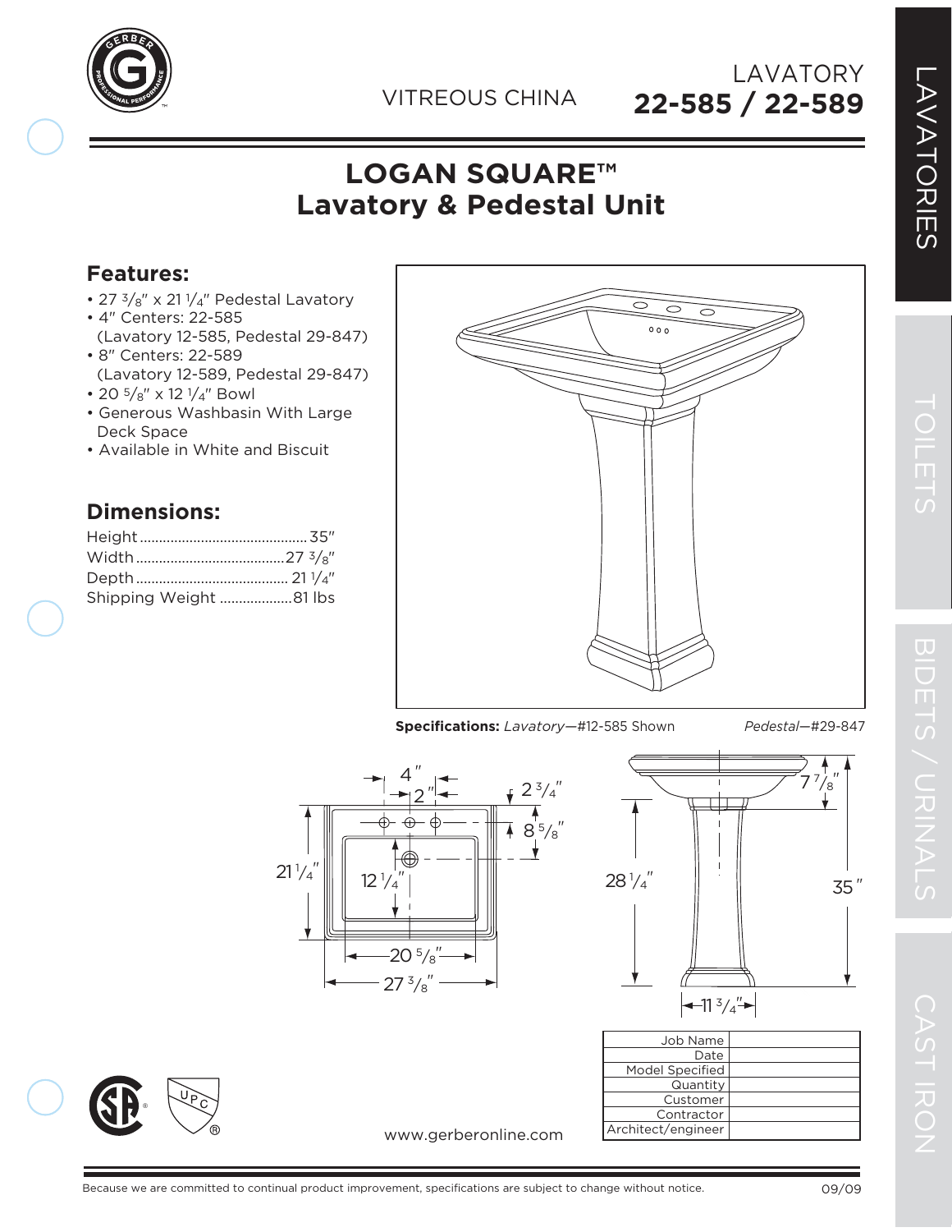VITREOUS CHINA

LAVATORY
**22-585 / 22-589**

# LOGAN SQUARE™ Lavatory & Pedestal Unit

## Features:

- 27 3/8″ x 21 1/4″ Pedestal Lavatory
- 4″ Centers: 22-585 (Lavatory 12-585, Pedestal 29-847)
- 8″ Centers: 22-589 (Lavatory 12-589, Pedestal 29-847)
- 20 5/8″ x 12 1/4″ Bowl
- Generous Washbasin With Large Deck Space
- Available in White and Biscuit

## Dimensions:

| | |
|---|---|
| Height | 35″ |
| Width | 27 3/8″ |
| Depth | 21 1/4″ |
| Shipping Weight | 81 lbs |

**Specifications:** *Lavatory*—#12-585 Shown *Pedestal*—#29-847

| | |
|---|---|
| Job Name | |
| Date | |
| Model Specified | |
| Quantity | |
| Customer | |
| Contractor | |
| Architect/engineer | |

www.gerberonline.com

Because we are committed to continual product improvement, specifications are subject to change without notice.

09/09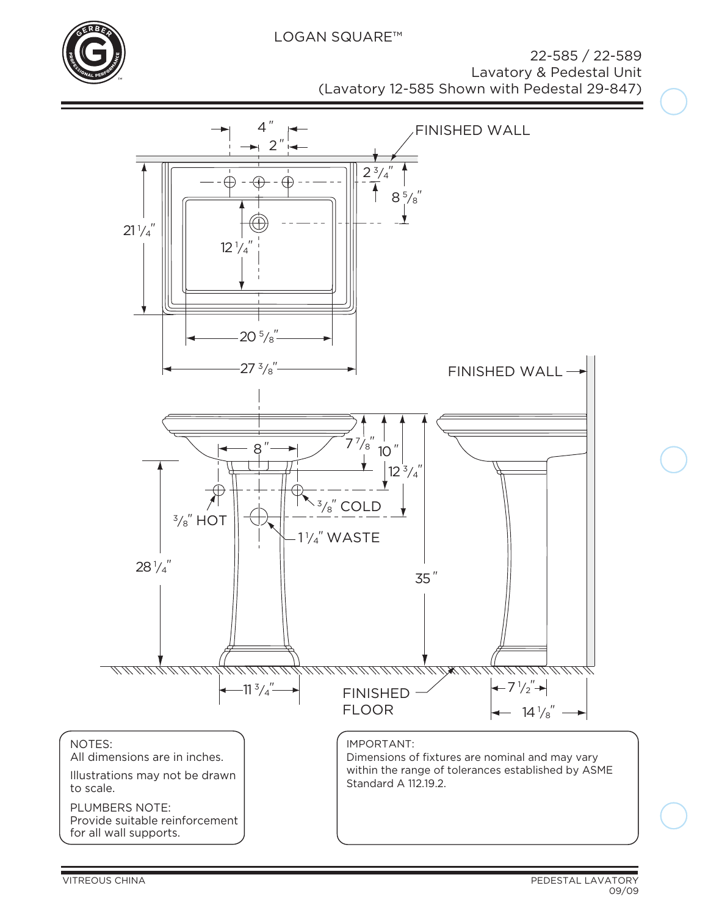LOGAN SQUARE™

22-585 / 22-589
Lavatory & Pedestal Unit
(Lavatory 12-585 Shown with Pedestal 29-847)

4″
2″
FINISHED WALL
2 3/4″
8 5/8″
21 1/4″
12 1/4″
20 5/8″
27 3/8″
FINISHED WALL
8″
7 7/8″
10″
12 3/4″
3/8″ HOT
3/8″ COLD
1 1/4″ WASTE
28 1/4″
35″
11 3/4″
FINISHED FLOOR
7 1/2″
14 1/8″

NOTES:
All dimensions are in inches.

Illustrations may not be drawn to scale.

PLUMBERS NOTE:
Provide suitable reinforcement for all wall supports.

IMPORTANT:
Dimensions of fixtures are nominal and may vary within the range of tolerances established by ASME Standard A 112.19.2.

VITREOUS CHINA

PEDESTAL LAVATORY
09/09